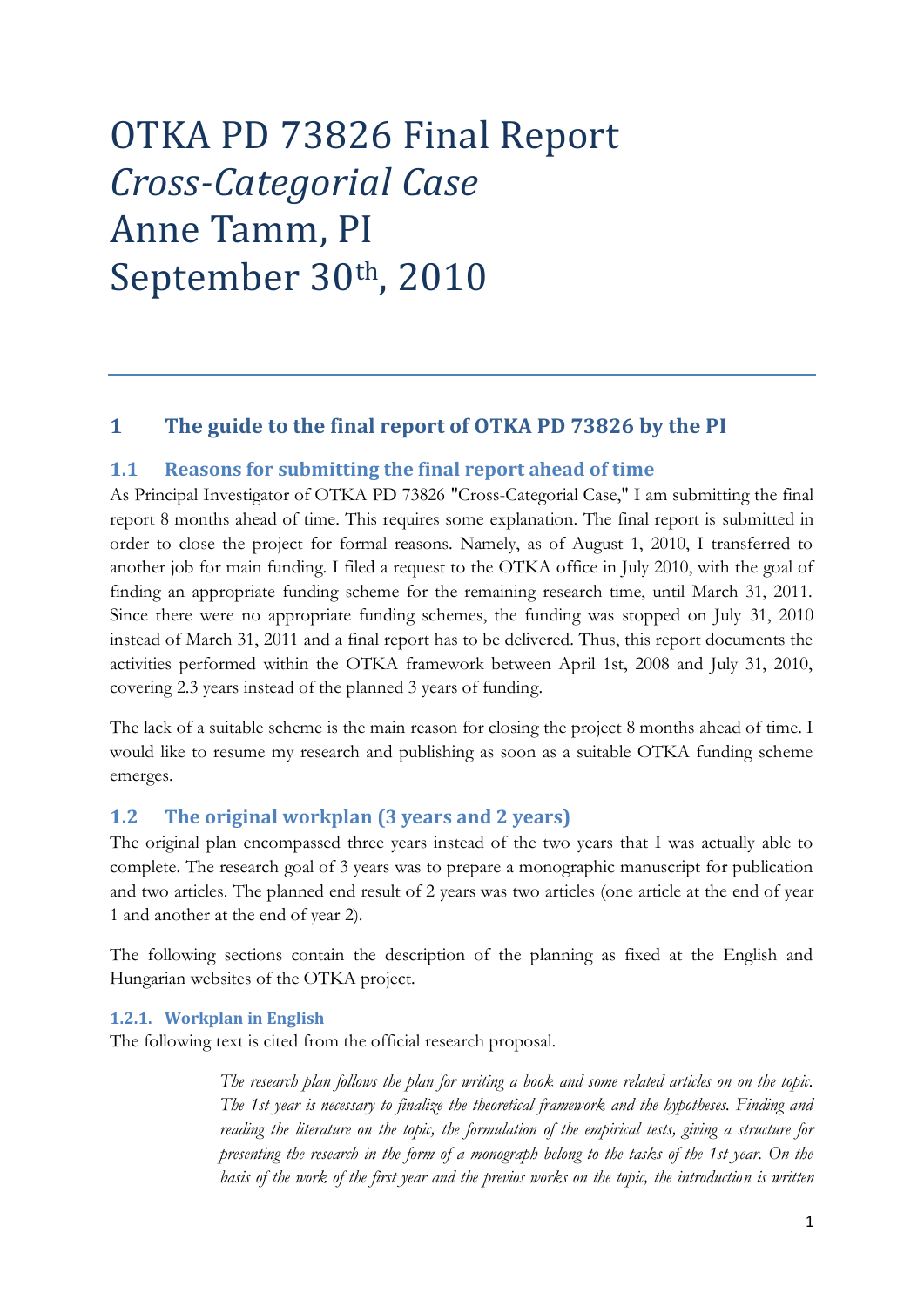# OTKA PD 73826 Final Report
# *Cross-Categorial Case*
# Anne Tamm, PI
# September 30th, 2010

## 1 The guide to the final report of OTKA PD 73826 by the PI

### 1.1 Reasons for submitting the final report ahead of time

As Principal Investigator of OTKA PD 73826 "Cross-Categorial Case," I am submitting the final report 8 months ahead of time. This requires some explanation. The final report is submitted in order to close the project for formal reasons. Namely, as of August 1, 2010, I transferred to another job for main funding. I filed a request to the OTKA office in July 2010, with the goal of finding an appropriate funding scheme for the remaining research time, until March 31, 2011. Since there were no appropriate funding schemes, the funding was stopped on July 31, 2010 instead of March 31, 2011 and a final report has to be delivered. Thus, this report documents the activities performed within the OTKA framework between April 1st, 2008 and July 31, 2010, covering 2.3 years instead of the planned 3 years of funding.

The lack of a suitable scheme is the main reason for closing the project 8 months ahead of time. I would like to resume my research and publishing as soon as a suitable OTKA funding scheme emerges.

### 1.2 The original workplan (3 years and 2 years)

The original plan encompassed three years instead of the two years that I was actually able to complete. The research goal of 3 years was to prepare a monographic manuscript for publication and two articles. The planned end result of 2 years was two articles (one article at the end of year 1 and another at the end of year 2).

The following sections contain the description of the planning as fixed at the English and Hungarian websites of the OTKA project.

#### 1.2.1. Workplan in English

The following text is cited from the official research proposal.

> *The research plan follows the plan for writing a book and some related articles on on the topic. The 1st year is necessary to finalize the theoretical framework and the hypotheses. Finding and reading the literature on the topic, the formulation of the empirical tests, giving a structure for presenting the research in the form of a monograph belong to the tasks of the 1st year. On the basis of the work of the first year and the previos works on the topic, the introduction is written*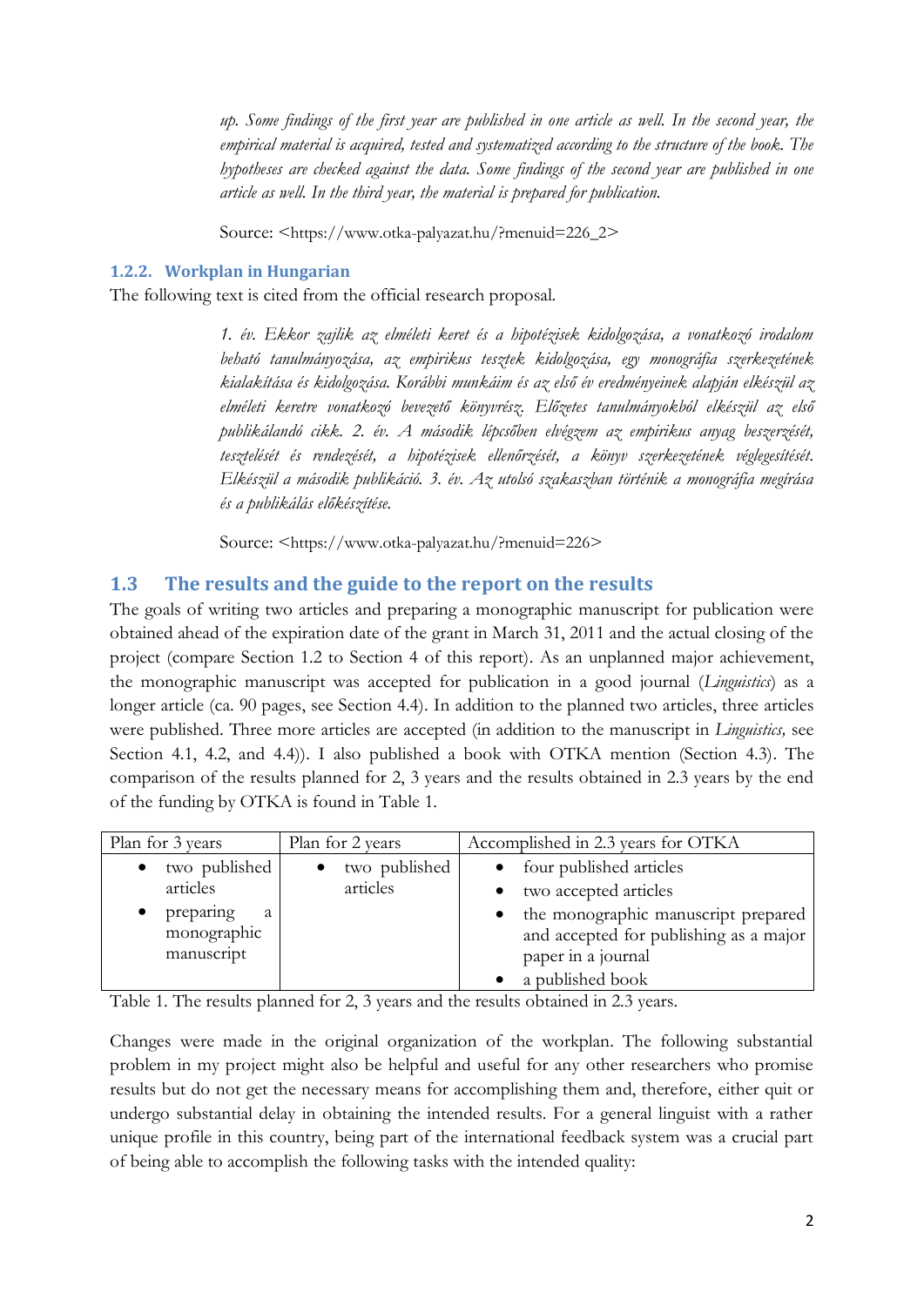*up. Some findings of the first year are published in one article as well. In the second year, the empirical material is acquired, tested and systematized according to the structure of the book. The hypotheses are checked against the data. Some findings of the second year are published in one article as well. In the third year, the material is prepared for publication.*

Source: <https://www.otka-palyazat.hu/?menuid=226_2>

### 1.2.2. Workplan in Hungarian

The following text is cited from the official research proposal.

*1. év. Ekkor zajlik az elméleti keret és a hipotézisek kidolgozása, a vonatkozó irodalom beható tanulmányozása, az empirikus tesztek kidolgozása, egy monográfia szerkezetének kialakítása és kidolgozása. Korábbi munkáim és az első év eredményeinek alapján elkészül az elméleti keretre vonatkozó bevezető könyvrész. Előzetes tanulmányokból elkészül az első publikálandó cikk. 2. év. A második lépcsőben elvégzem az empirikus anyag beszerzését, tesztelését és rendezését, a hipotézisek ellenőrzését, a könyv szerkezetének véglegesítését. Elkészül a második publikáció. 3. év. Az utolsó szakaszban történik a monográfia megírása és a publikálás előkészítése.*

Source: <https://www.otka-palyazat.hu/?menuid=226>

## 1.3 The results and the guide to the report on the results

The goals of writing two articles and preparing a monographic manuscript for publication were obtained ahead of the expiration date of the grant in March 31, 2011 and the actual closing of the project (compare Section 1.2 to Section 4 of this report). As an unplanned major achievement, the monographic manuscript was accepted for publication in a good journal (*Linguistics*) as a longer article (ca. 90 pages, see Section 4.4). In addition to the planned two articles, three articles were published. Three more articles are accepted (in addition to the manuscript in *Linguistics,* see Section 4.1, 4.2, and 4.4)). I also published a book with OTKA mention (Section 4.3). The comparison of the results planned for 2, 3 years and the results obtained in 2.3 years by the end of the funding by OTKA is found in Table 1.

| Plan for 3 years | Plan for 2 years | Accomplished in 2.3 years for OTKA |
| --- | --- | --- |
| • two published articles<br>• preparing a monographic manuscript | • two published articles | • four published articles<br>• two accepted articles<br>• the monographic manuscript prepared and accepted for publishing as a major paper in a journal<br>• a published book |

Table 1. The results planned for 2, 3 years and the results obtained in 2.3 years.

Changes were made in the original organization of the workplan. The following substantial problem in my project might also be helpful and useful for any other researchers who promise results but do not get the necessary means for accomplishing them and, therefore, either quit or undergo substantial delay in obtaining the intended results. For a general linguist with a rather unique profile in this country, being part of the international feedback system was a crucial part of being able to accomplish the following tasks with the intended quality: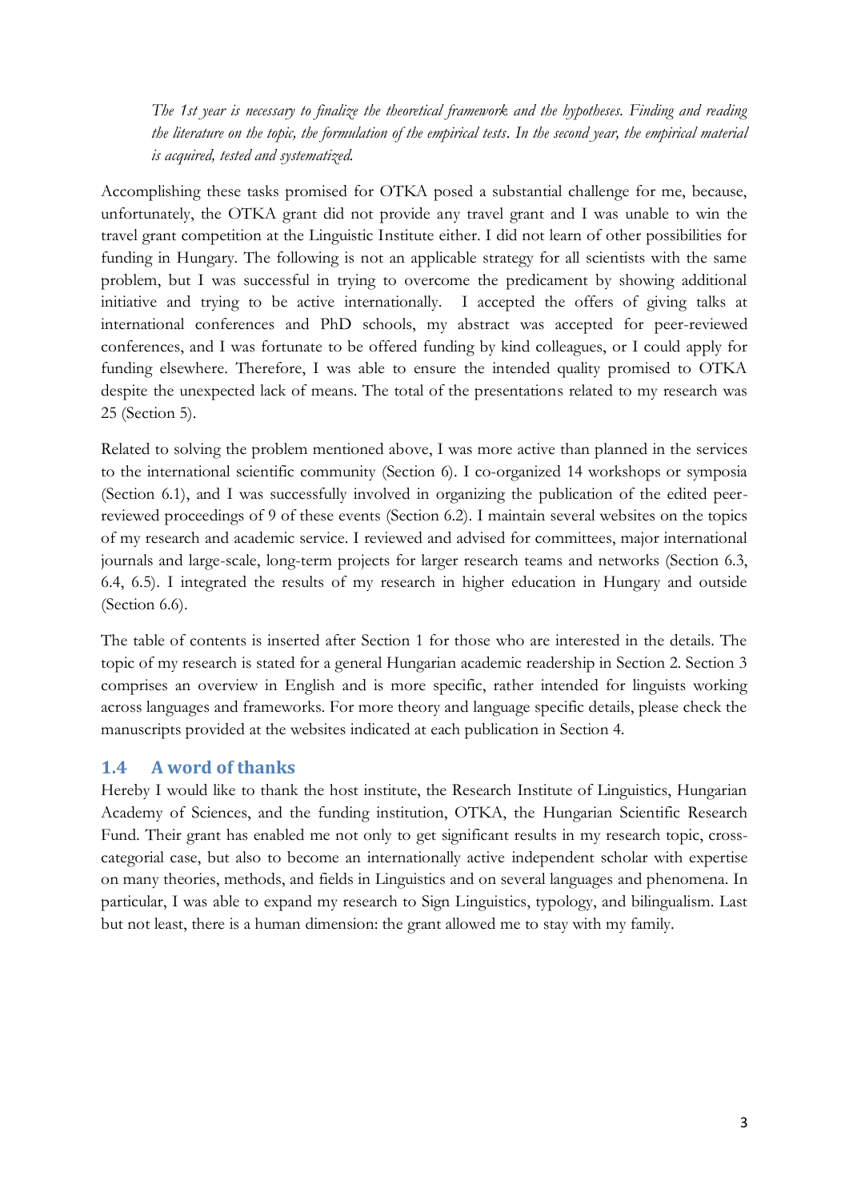*The 1st year is necessary to finalize the theoretical framework and the hypotheses. Finding and reading the literature on the topic, the formulation of the empirical tests. In the second year, the empirical material is acquired, tested and systematized.*

Accomplishing these tasks promised for OTKA posed a substantial challenge for me, because, unfortunately, the OTKA grant did not provide any travel grant and I was unable to win the travel grant competition at the Linguistic Institute either. I did not learn of other possibilities for funding in Hungary. The following is not an applicable strategy for all scientists with the same problem, but I was successful in trying to overcome the predicament by showing additional initiative and trying to be active internationally. I accepted the offers of giving talks at international conferences and PhD schools, my abstract was accepted for peer-reviewed conferences, and I was fortunate to be offered funding by kind colleagues, or I could apply for funding elsewhere. Therefore, I was able to ensure the intended quality promised to OTKA despite the unexpected lack of means. The total of the presentations related to my research was 25 (Section 5).

Related to solving the problem mentioned above, I was more active than planned in the services to the international scientific community (Section 6). I co-organized 14 workshops or symposia (Section 6.1), and I was successfully involved in organizing the publication of the edited peer-reviewed proceedings of 9 of these events (Section 6.2). I maintain several websites on the topics of my research and academic service. I reviewed and advised for committees, major international journals and large-scale, long-term projects for larger research teams and networks (Section 6.3, 6.4, 6.5). I integrated the results of my research in higher education in Hungary and outside (Section 6.6).

The table of contents is inserted after Section 1 for those who are interested in the details. The topic of my research is stated for a general Hungarian academic readership in Section 2. Section 3 comprises an overview in English and is more specific, rather intended for linguists working across languages and frameworks. For more theory and language specific details, please check the manuscripts provided at the websites indicated at each publication in Section 4.

### 1.4 A word of thanks

Hereby I would like to thank the host institute, the Research Institute of Linguistics, Hungarian Academy of Sciences, and the funding institution, OTKA, the Hungarian Scientific Research Fund. Their grant has enabled me not only to get significant results in my research topic, cross-categorial case, but also to become an internationally active independent scholar with expertise on many theories, methods, and fields in Linguistics and on several languages and phenomena. In particular, I was able to expand my research to Sign Linguistics, typology, and bilingualism. Last but not least, there is a human dimension: the grant allowed me to stay with my family.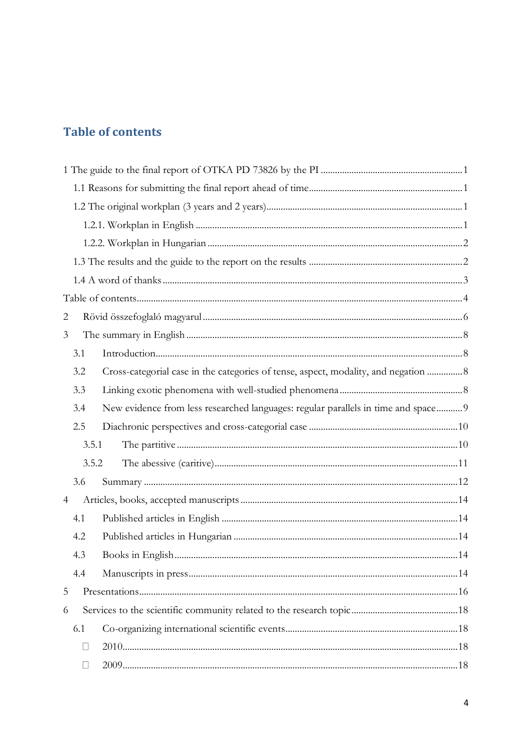## Table of contents

1 The guide to the final report of OTKA PD 73826 by the PI ........................................................... 1

1.1 Reasons for submitting the final report ahead of time................................................................ 1

1.2 The original workplan (3 years and 2 years).................................................................................. 1

1.2.1. Workplan in English ................................................................................................................ 1

1.2.2. Workplan in Hungarian ........................................................................................................... 2

1.3 The results and the guide to the report on the results ................................................................ 2

1.4 A word of thanks ............................................................................................................................ 3

Table of contents......................................................................................................................................... 4

2 Rövid összefoglaló magyarul ............................................................................................................ 6

3 The summary in English ..................................................................................................................... 8

3.1 Introduction................................................................................................................................... 8

3.2 Cross-categorial case in the categories of tense, aspect, modality, and negation ............... 8

3.3 Linking exotic phenomena with well-studied phenomena ..................................................... 8

3.4 New evidence from less researched languages: regular parallels in time and space........... 9

2.5 Diachronic perspectives and cross-categorial case .............................................................. 10

3.5.1 The partitive ..................................................................................................................... 10

3.5.2 The abessive (caritive)...................................................................................................... 11

3.6 Summary ................................................................................................................................... 12

4 Articles, books, accepted manuscripts ........................................................................................... 14

4.1 Published articles in English ................................................................................................... 14

4.2 Published articles in Hungarian ............................................................................................. 14

4.3 Books in English...................................................................................................................... 14

4.4 Manuscripts in press................................................................................................................ 14

5 Presentations..................................................................................................................................... 16

6 Services to the scientific community related to the research topic ............................................ 18

6.1 Co-organizing international scientific events........................................................................ 18

- 2010........................................................................................................................................... 18
- 2009........................................................................................................................................... 18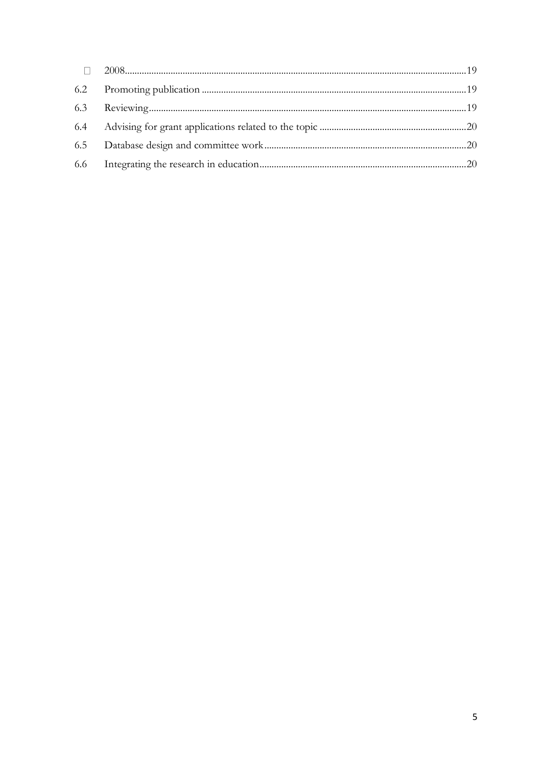| | | |
|---|---|---|
|  | 2008 | 19 |
| 6.2 | Promoting publication | 19 |
| 6.3 | Reviewing | 19 |
| 6.4 | Advising for grant applications related to the topic | 20 |
| 6.5 | Database design and committee work | 20 |
| 6.6 | Integrating the research in education | 20 |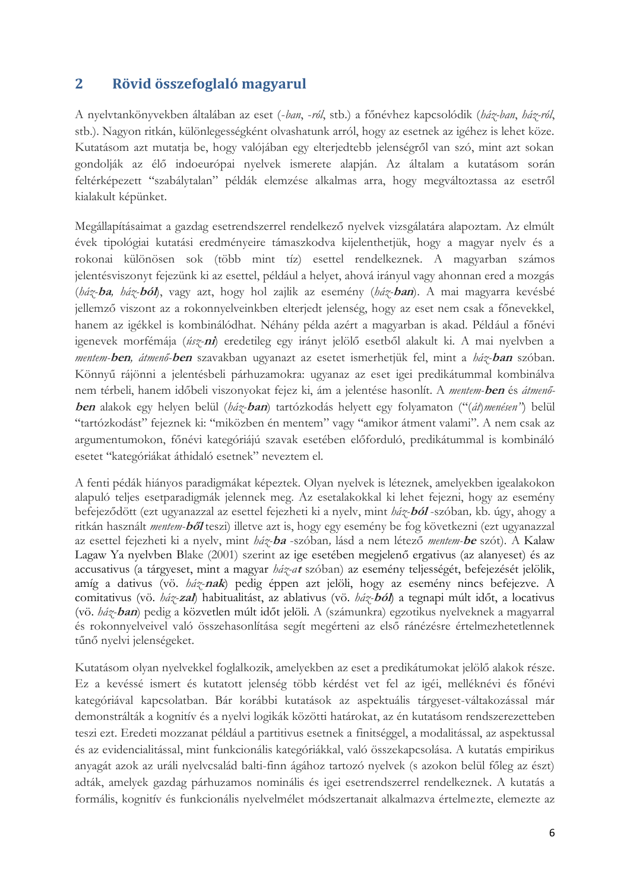## 2 Rövid összefoglaló magyarul

A nyelvtankönyvekben általában az eset (*-ban*, *-ról*, stb.) a főnévhez kapcsolódik (*ház-ban*, *ház-ról*, stb.). Nagyon ritkán, különlegességként olvashatunk arról, hogy az esetnek az igéhez is lehet köze. Kutatásom azt mutatja be, hogy valójában egy elterjedtebb jelenségről van szó, mint azt sokan gondolják az élő indoeurópai nyelvek ismerete alapján. Az általam a kutatásom során feltérképezett "szabálytalan" példák elemzése alkalmas arra, hogy megváltoztassa az esetről kialakult képünket.

Megállapításaimat a gazdag esetrendszerrel rendelkező nyelvek vizsgálatára alapoztam. Az elmúlt évek tipológiai kutatási eredményeire támaszkodva kijelenthetjük, hogy a magyar nyelv és a rokonai különösen sok (több mint tíz) esettel rendelkeznek. A magyarban számos jelentésviszonyt fejezünk ki az esettel, például a helyet, ahová irányul vagy ahonnan ered a mozgás (*ház-**ba**, ház-**ból***), vagy azt, hogy hol zajlik az esemény (*ház-**ban***). A mai magyarra kevésbé jellemző viszont az a rokonnyelveinkben elterjedt jelenség, hogy az eset nem csak a főnevekkel, hanem az igékkel is kombinálódhat. Néhány példa azért a magyarban is akad. Például a főnévi igenevek morfémája (*úsz-**ni***) eredetileg egy irányt jelölő esetből alakult ki. A mai nyelvben a *mentem-**ben**, átmenő-**ben*** szavakban ugyanazt az esetet ismerhetjük fel, mint a *ház-**ban*** szóban. Könnyű rájönni a jelentésbeli párhuzamokra: ugyanaz az eset igei predikátummal kombinálva nem térbeli, hanem időbeli viszonyokat fejez ki, ám a jelentése hasonlít. A *mentem-**ben*** és *átmenő-**ben*** alakok egy helyen belül (*ház-**ban***) tartózkodás helyett egy folyamaton ("*(át)menésen*") belül "tartózkodást" fejeznek ki: "miközben én mentem" vagy "amikor átment valami". A nem csak az argumentumokon, főnévi kategóriájú szavak esetében előforduló, predikátummal is kombináló esetet "kategóriákat áthidaló esetnek" neveztem el.

A fenti pédák hiányos paradigmákat képeztek. Olyan nyelvek is léteznek, amelyekben igealakokon alapuló teljes esetparadigmák jelennek meg. Az esetalakokkal ki lehet fejezni, hogy az esemény befejeződött (ezt ugyanazzal az esettel fejezheti ki a nyelv, mint *ház-**ból*** -szóban*,* kb. úgy, ahogy a ritkán használt *mentem-**ből*** teszi) illetve azt is, hogy egy esemény be fog következni (ezt ugyanazzal az esettel fejezheti ki a nyelv, mint *ház-**ba*** -szóban*,* lásd a nem létező *mentem-**be*** szót). A Kalaw Lagaw Ya nyelvben Blake (2001) szerint az ige esetében megjelenő ergativus (az alanyeset) és az accusativus (a tárgyeset, mint a magyar *ház-a**t*** szóban) az esemény teljességét, befejezését jelölik, amíg a dativus (vö. *ház-**nak***) pedig éppen azt jelöli, hogy az esemény nincs befejezve. A comitativus (vö. *ház-**zal***) habitualitást, az ablativus (vö. *ház-**ból***) a tegnapi múlt időt, a locativus (vö. *ház-**ban***) pedig a közvetlen múlt időt jelöli. A (számunkra) egzotikus nyelveknek a magyarral és rokonnyelveivel való összehasonlítása segít megérteni az első ránézésre értelmezhetetlennek tűnő nyelvi jelenségeket.

Kutatásom olyan nyelvekkel foglalkozik, amelyekben az eset a predikátumokat jelölő alakok része. Ez a kevéssé ismert és kutatott jelenség több kérdést vet fel az igéi, melléknévi és főnévi kategóriával kapcsolatban. Bár korábbi kutatások az aspektuális tárgyeset-váltakozással már demonstrálták a kognitív és a nyelvi logikák közötti határokat, az én kutatásom rendszerezetteben teszi ezt. Eredeti mozzanat például a partitivus esetnek a finitséggel, a modalitással, az aspektussal és az evidencialitással, mint funkcionális kategóriákkal, való összekapcsolása. A kutatás empirikus anyagát azok az uráli nyelvcsalád balti-finn ágához tartozó nyelvek (s azokon belül főleg az észt) adták, amelyek gazdag párhuzamos nominális és igei esetrendszerrel rendelkeznek. A kutatás a formális, kognitív és funkcionális nyelvelmélet módszertanait alkalmazva értelmezte, elemezte az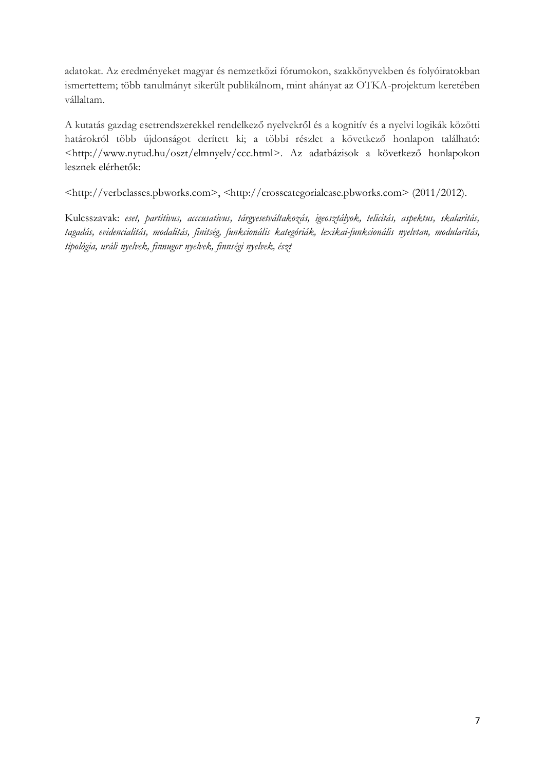adatokat. Az eredményeket magyar és nemzetközi fórumokon, szakkönyvekben és folyóiratokban ismertettem; több tanulmányt sikerült publikálnom, mint ahányat az OTKA-projektum keretében vállaltam.

A kutatás gazdag esetrendszerekkel rendelkező nyelvekről és a kognitív és a nyelvi logikák közötti határokról több újdonságot derített ki; a többi részlet a következő honlapon található: <http://www.nytud.hu/oszt/elmnyelv/ccc.html>. Az adatbázisok a következő honlapokon lesznek elérhetők:

<http://verbclasses.pbworks.com>, <http://crosscategorialcase.pbworks.com> (2011/2012).

Kulcsszavak: *eset, partitivus, acccusativus, tárgyesetváltakozás, igeosztályok, telicitás, aspektus, skalaritás, tagadás, evidencialitás, modalitás, finitség, funkcionális kategóriák, lexikai-funkcionális nyelvtan, modularitás, tipológia, uráli nyelvek, finnugor nyelvek, finnségi nyelvek, észt*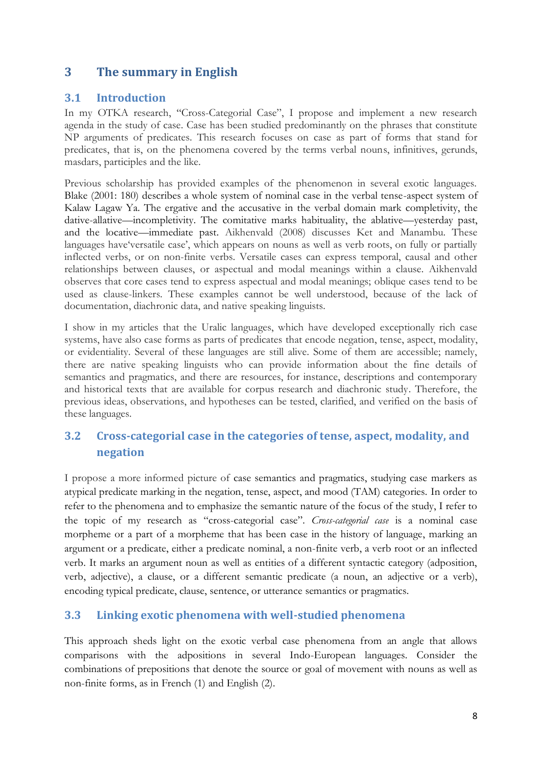# 3 The summary in English

## 3.1 Introduction

In my OTKA research, "Cross-Categorial Case", I propose and implement a new research agenda in the study of case. Case has been studied predominantly on the phrases that constitute NP arguments of predicates. This research focuses on case as part of forms that stand for predicates, that is, on the phenomena covered by the terms verbal nouns, infinitives, gerunds, masdars, participles and the like.

Previous scholarship has provided examples of the phenomenon in several exotic languages. Blake (2001: 180) describes a whole system of nominal case in the verbal tense-aspect system of Kalaw Lagaw Ya. The ergative and the accusative in the verbal domain mark completivity, the dative-allative—incompletivity. The comitative marks habituality, the ablative—yesterday past, and the locative—immediate past. Aikhenvald (2008) discusses Ket and Manambu. These languages have'versatile case', which appears on nouns as well as verb roots, on fully or partially inflected verbs, or on non-finite verbs. Versatile cases can express temporal, causal and other relationships between clauses, or aspectual and modal meanings within a clause. Aikhenvald observes that core cases tend to express aspectual and modal meanings; oblique cases tend to be used as clause-linkers. These examples cannot be well understood, because of the lack of documentation, diachronic data, and native speaking linguists.

I show in my articles that the Uralic languages, which have developed exceptionally rich case systems, have also case forms as parts of predicates that encode negation, tense, aspect, modality, or evidentiality. Several of these languages are still alive. Some of them are accessible; namely, there are native speaking linguists who can provide information about the fine details of semantics and pragmatics, and there are resources, for instance, descriptions and contemporary and historical texts that are available for corpus research and diachronic study. Therefore, the previous ideas, observations, and hypotheses can be tested, clarified, and verified on the basis of these languages.

## 3.2 Cross-categorial case in the categories of tense, aspect, modality, and negation

I propose a more informed picture of case semantics and pragmatics, studying case markers as atypical predicate marking in the negation, tense, aspect, and mood (TAM) categories. In order to refer to the phenomena and to emphasize the semantic nature of the focus of the study, I refer to the topic of my research as "cross-categorial case". *Cross-categorial case* is a nominal case morpheme or a part of a morpheme that has been case in the history of language, marking an argument or a predicate, either a predicate nominal, a non-finite verb, a verb root or an inflected verb. It marks an argument noun as well as entities of a different syntactic category (adposition, verb, adjective), a clause, or a different semantic predicate (a noun, an adjective or a verb), encoding typical predicate, clause, sentence, or utterance semantics or pragmatics.

## 3.3 Linking exotic phenomena with well-studied phenomena

This approach sheds light on the exotic verbal case phenomena from an angle that allows comparisons with the adpositions in several Indo-European languages. Consider the combinations of prepositions that denote the source or goal of movement with nouns as well as non-finite forms, as in French (1) and English (2).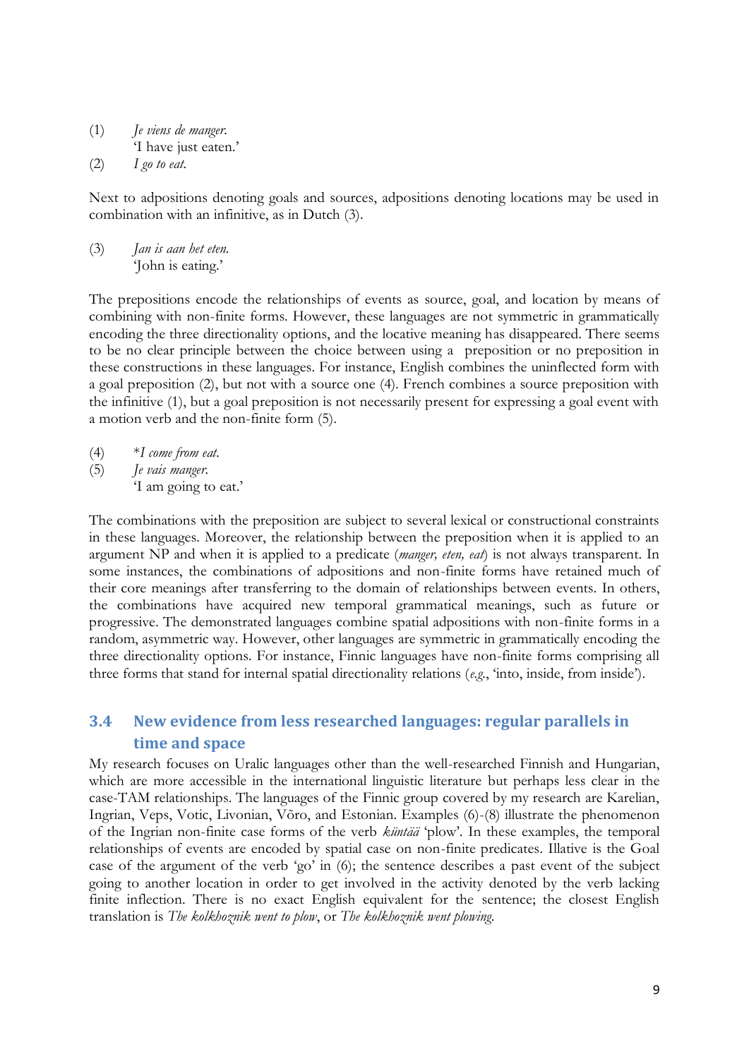(1) *Je viens de manger.*
  'I have just eaten.'

(2) *I go to eat.*

Next to adpositions denoting goals and sources, adpositions denoting locations may be used in combination with an infinitive, as in Dutch (3).

(3) *Jan is aan het eten.*
  'John is eating.'

The prepositions encode the relationships of events as source, goal, and location by means of combining with non-finite forms. However, these languages are not symmetric in grammatically encoding the three directionality options, and the locative meaning has disappeared. There seems to be no clear principle between the choice between using a preposition or no preposition in these constructions in these languages. For instance, English combines the uninflected form with a goal preposition (2), but not with a source one (4). French combines a source preposition with the infinitive (1), but a goal preposition is not necessarily present for expressing a goal event with a motion verb and the non-finite form (5).

(4) **I come from eat.*

(5) *Je vais manger.*
  'I am going to eat.'

The combinations with the preposition are subject to several lexical or constructional constraints in these languages. Moreover, the relationship between the preposition when it is applied to an argument NP and when it is applied to a predicate (*manger, eten, eat*) is not always transparent. In some instances, the combinations of adpositions and non-finite forms have retained much of their core meanings after transferring to the domain of relationships between events. In others, the combinations have acquired new temporal grammatical meanings, such as future or progressive. The demonstrated languages combine spatial adpositions with non-finite forms in a random, asymmetric way. However, other languages are symmetric in grammatically encoding the three directionality options. For instance, Finnic languages have non-finite forms comprising all three forms that stand for internal spatial directionality relations (*e.g.*, 'into, inside, from inside').

## 3.4 New evidence from less researched languages: regular parallels in time and space

My research focuses on Uralic languages other than the well-researched Finnish and Hungarian, which are more accessible in the international linguistic literature but perhaps less clear in the case-TAM relationships. The languages of the Finnic group covered by my research are Karelian, Ingrian, Veps, Votic, Livonian, Võro, and Estonian. Examples (6)-(8) illustrate the phenomenon of the Ingrian non-finite case forms of the verb *küntää* 'plow'. In these examples, the temporal relationships of events are encoded by spatial case on non-finite predicates. Illative is the Goal case of the argument of the verb 'go' in (6); the sentence describes a past event of the subject going to another location in order to get involved in the activity denoted by the verb lacking finite inflection. There is no exact English equivalent for the sentence; the closest English translation is *The kolkhoznik went to plow*, or *The kolkhoznik went plowing.*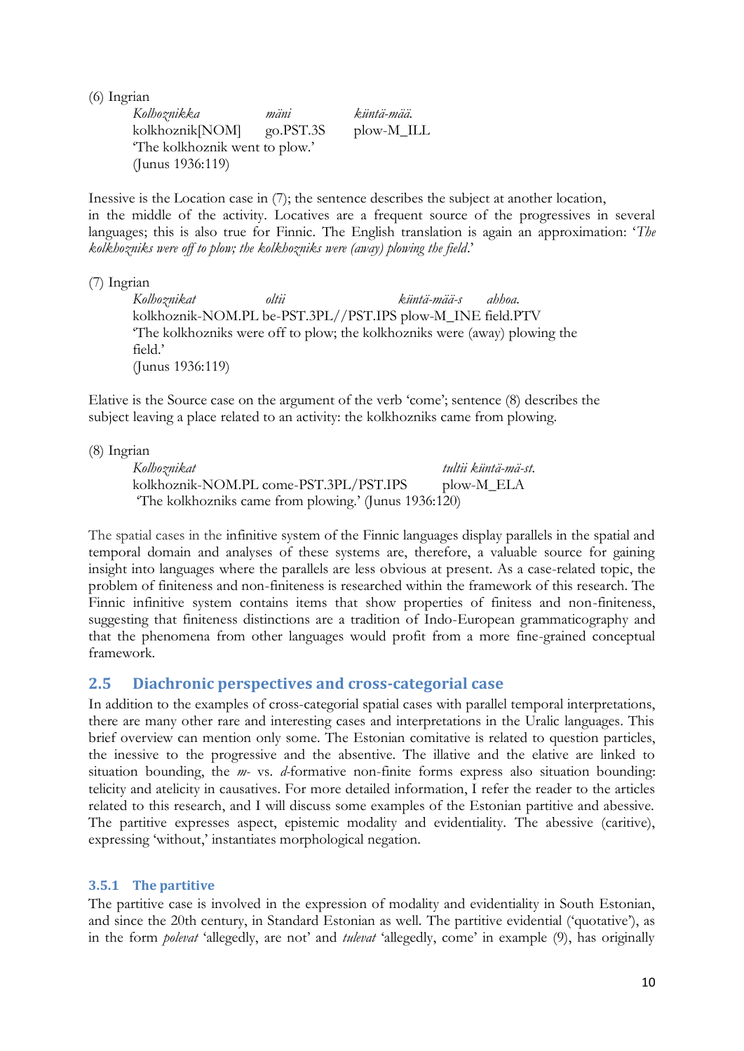(6) Ingrian

*Kolhoznikka* *mäni* *küntä-mää.*
kolkhoznik[NOM] go.PST.3S plow-M_ILL
'The kolkhoznik went to plow.'
(Junus 1936:119)

Inessive is the Location case in (7); the sentence describes the subject at another location, in the middle of the activity. Locatives are a frequent source of the progressives in several languages; this is also true for Finnic. The English translation is again an approximation: '*The kolkhozniks were off to plow; the kolkhozniks were (away) plowing the field*.'

(7) Ingrian

*Kolhoznikat* *oltii* *küntä-mää-s* *ahhoa.*
kolkhoznik-NOM.PL be-PST.3PL//PST.IPS plow-M_INE field.PTV
'The kolkhozniks were off to plow; the kolkhozniks were (away) plowing the field.'
(Junus 1936:119)

Elative is the Source case on the argument of the verb 'come'; sentence (8) describes the subject leaving a place related to an activity: the kolkhozniks came from plowing.

(8) Ingrian

*Kolhoznikat* *tultii küntä-mä-st.*
kolkhoznik-NOM.PL come-PST.3PL/PST.IPS plow-M_ELA
'The kolkhozniks came from plowing.' (Junus 1936:120)

The spatial cases in the infinitive system of the Finnic languages display parallels in the spatial and temporal domain and analyses of these systems are, therefore, a valuable source for gaining insight into languages where the parallels are less obvious at present. As a case-related topic, the problem of finiteness and non-finiteness is researched within the framework of this research. The Finnic infinitive system contains items that show properties of finitess and non-finiteness, suggesting that finiteness distinctions are a tradition of Indo-European grammaticography and that the phenomena from other languages would profit from a more fine-grained conceptual framework.

## 2.5 Diachronic perspectives and cross-categorial case

In addition to the examples of cross-categorial spatial cases with parallel temporal interpretations, there are many other rare and interesting cases and interpretations in the Uralic languages. This brief overview can mention only some. The Estonian comitative is related to question particles, the inessive to the progressive and the absentive. The illative and the elative are linked to situation bounding, the *m-* vs. *d-*formative non-finite forms express also situation bounding: telicity and atelicity in causatives. For more detailed information, I refer the reader to the articles related to this research, and I will discuss some examples of the Estonian partitive and abessive. The partitive expresses aspect, epistemic modality and evidentiality. The abessive (caritive), expressing 'without,' instantiates morphological negation.

### 3.5.1 The partitive

The partitive case is involved in the expression of modality and evidentiality in South Estonian, and since the 20th century, in Standard Estonian as well. The partitive evidential ('quotative'), as in the form *polevat* 'allegedly, are not' and *tulevat* 'allegedly, come' in example (9), has originally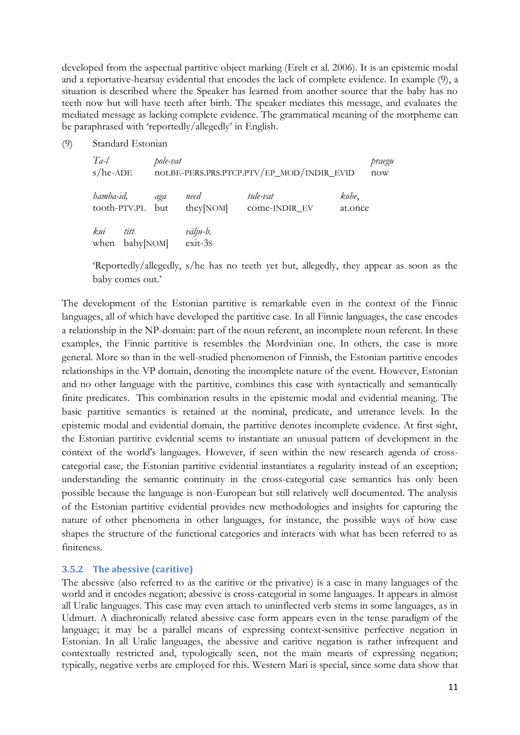developed from the aspectual partitive object marking (Erelt et al. 2006). It is an epistemic modal and a reportative-hearsay evidential that encodes the lack of complete evidence. In example (9), a situation is described where the Speaker has learned from another source that the baby has no teeth now but will have teeth after birth. The speaker mediates this message, and evaluates the mediated message as lacking complete evidence. The grammatical meaning of the morpheme can be paraphrased with 'reportedly/allegedly' in English.

(9) Standard Estonian

| *Ta-l* | *pole-vat* | *praegu* |
|---|---|---|
| s/he-ADE | not.BE-PERS.PRS.PTCP.PTV/EP_MOD/INDIR_EVID | now |

| *hamba-id,* | *aga* | *need* | *tule-vat* | *kohe,* |
|---|---|---|---|---|
| tooth-PTV.PL | but | they[NOM] | come-INDIR_EV | at.once |

| *kui* | *titt* | *välju-b.* |
|---|---|---|
| when | baby[NOM] | exit-3S |

'Reportedly/allegedly, s/he has no teeth yet but, allegedly, they appear as soon as the baby comes out.'

The development of the Estonian partitive is remarkable even in the context of the Finnic languages, all of which have developed the partitive case. In all Finnic languages, the case encodes a relationship in the NP-domain: part of the noun referent, an incomplete noun referent. In these examples, the Finnic partitive is resembles the Mordvinian one. In others, the case is more general. More so than in the well-studied phenomenon of Finnish, the Estonian partitive encodes relationships in the VP domain, denoting the incomplete nature of the event. However, Estonian and no other language with the partitive, combines this case with syntactically and semantically finite predicates. This combination results in the epistemic modal and evidential meaning. The basic partitive semantics is retained at the nominal, predicate, and utterance levels. In the epistemic modal and evidential domain, the partitive denotes incomplete evidence. At first sight, the Estonian partitive evidential seems to instantiate an unusual pattern of development in the context of the world's languages. However, if seen within the new research agenda of cross-categorial case, the Estonian partitive evidential instantiates a regularity instead of an exception; understanding the semantic continuity in the cross-categorial case semantics has only been possible because the language is non-European but still relatively well documented. The analysis of the Estonian partitive evidential provides new methodologies and insights for capturing the nature of other phenomena in other languages, for instance, the possible ways of how case shapes the structure of the functional categories and interacts with what has been referred to as finiteness.

### 3.5.2 The abessive (caritive)

The abessive (also referred to as the caritive or the privative) is a case in many languages of the world and it encodes negation; abessive is cross-categorial in some languages. It appears in almost all Uralic languages. This case may even attach to uninflected verb stems in some languages, as in Udmurt. A diachronically related abessive case form appears even in the tense paradigm of the language; it may be a parallel means of expressing context-sensitive perfective negation in Estonian. In all Uralic languages, the abessive and caritive negation is rather infrequent and contextually restricted and, typologically seen, not the main means of expressing negation; typically, negative verbs are employed for this. Western Mari is special, since some data show that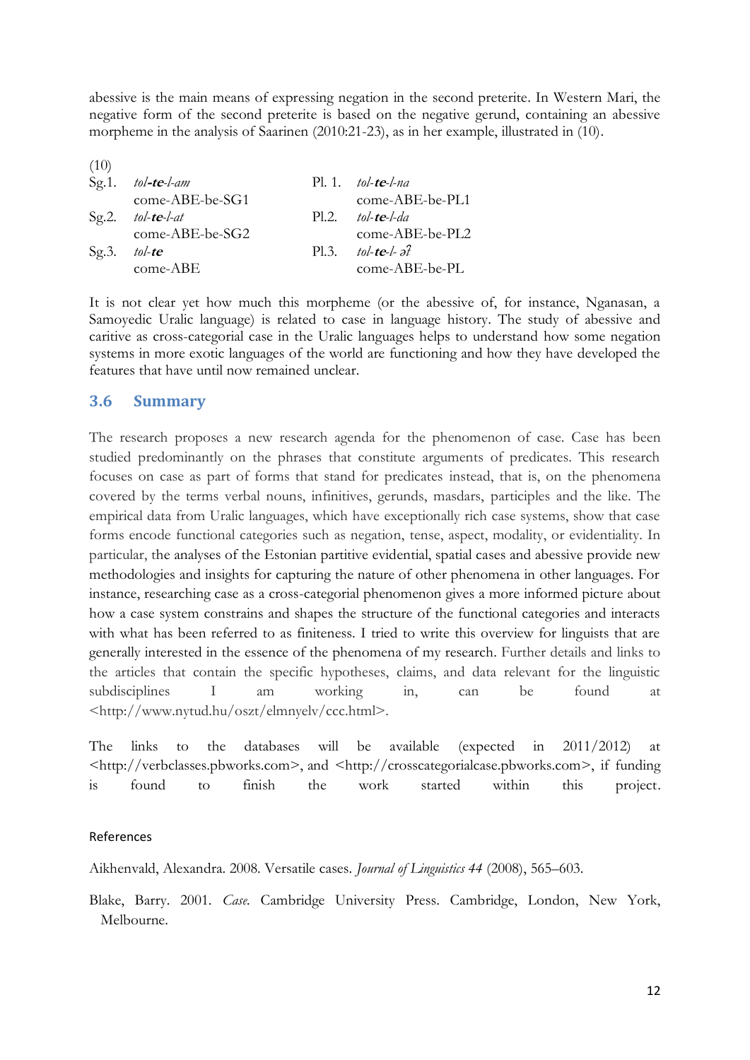abessive is the main means of expressing negation in the second preterite. In Western Mari, the negative form of the second preterite is based on the negative gerund, containing an abessive morpheme in the analysis of Saarinen (2010:21-23), as in her example, illustrated in (10).

(10)

| | | | |
|---|---|---|---|
| Sg.1. | *tol-**te**-l-am* | Pl. 1. | *tol-**te**-l-na* |
| | come-ABE-be-SG1 | | come-ABE-be-PL1 |
| Sg.2. | *tol-**te**-l-at* | Pl.2. | *tol-**te**-l-da* |
| | come-ABE-be-SG2 | | come-ABE-be-PL2 |
| Sg.3. | *tol-**te*** | Pl.3. | *tol-**te**-l- ə͡t* |
| | come-ABE | | come-ABE-be-PL |

It is not clear yet how much this morpheme (or the abessive of, for instance, Nganasan, a Samoyedic Uralic language) is related to case in language history. The study of abessive and caritive as cross-categorial case in the Uralic languages helps to understand how some negation systems in more exotic languages of the world are functioning and how they have developed the features that have until now remained unclear.

## 3.6 Summary

The research proposes a new research agenda for the phenomenon of case. Case has been studied predominantly on the phrases that constitute arguments of predicates. This research focuses on case as part of forms that stand for predicates instead, that is, on the phenomena covered by the terms verbal nouns, infinitives, gerunds, masdars, participles and the like. The empirical data from Uralic languages, which have exceptionally rich case systems, show that case forms encode functional categories such as negation, tense, aspect, modality, or evidentiality. In particular, the analyses of the Estonian partitive evidential, spatial cases and abessive provide new methodologies and insights for capturing the nature of other phenomena in other languages. For instance, researching case as a cross-categorial phenomenon gives a more informed picture about how a case system constrains and shapes the structure of the functional categories and interacts with what has been referred to as finiteness. I tried to write this overview for linguists that are generally interested in the essence of the phenomena of my research. Further details and links to the articles that contain the specific hypotheses, claims, and data relevant for the linguistic subdisciplines I am working in, can be found at <http://www.nytud.hu/oszt/elmnyelv/ccc.html>.

The links to the databases will be available (expected in 2011/2012) at <http://verbclasses.pbworks.com>, and <http://crosscategorialcase.pbworks.com>, if funding is found to finish the work started within this project.

References

Aikhenvald, Alexandra. 2008. Versatile cases. *Journal of Linguistics 44* (2008), 565–603.

Blake, Barry. 2001. *Case.* Cambridge University Press. Cambridge, London, New York, Melbourne.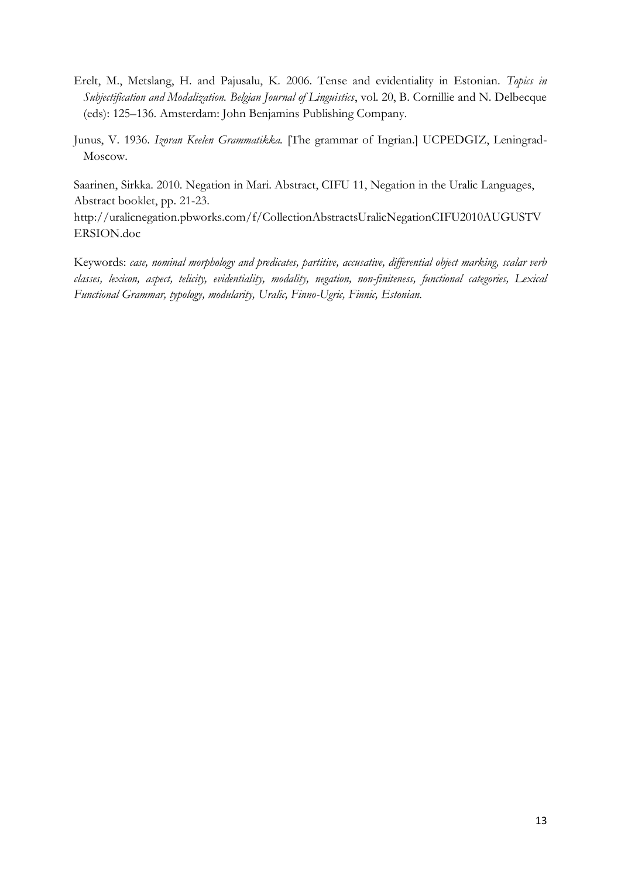Erelt, M., Metslang, H. and Pajusalu, K. 2006. Tense and evidentiality in Estonian. *Topics in Subjectification and Modalization. Belgian Journal of Linguistics*, vol. 20, B. Cornillie and N. Delbecque (eds): 125–136. Amsterdam: John Benjamins Publishing Company.

Junus, V. 1936. *Izoran Keelen Grammatikka.* [The grammar of Ingrian.] UCPEDGIZ, Leningrad-Moscow.

Saarinen, Sirkka. 2010. Negation in Mari. Abstract, CIFU 11, Negation in the Uralic Languages, Abstract booklet, pp. 21-23.
http://uralicnegation.pbworks.com/f/CollectionAbstractsUralicNegationCIFU2010AUGUSTVERSION.doc

Keywords: *case, nominal morphology and predicates, partitive, accusative, differential object marking, scalar verb classes, lexicon, aspect, telicity, evidentiality, modality, negation, non-finiteness, functional categories, Lexical Functional Grammar, typology, modularity, Uralic, Finno-Ugric, Finnic, Estonian.*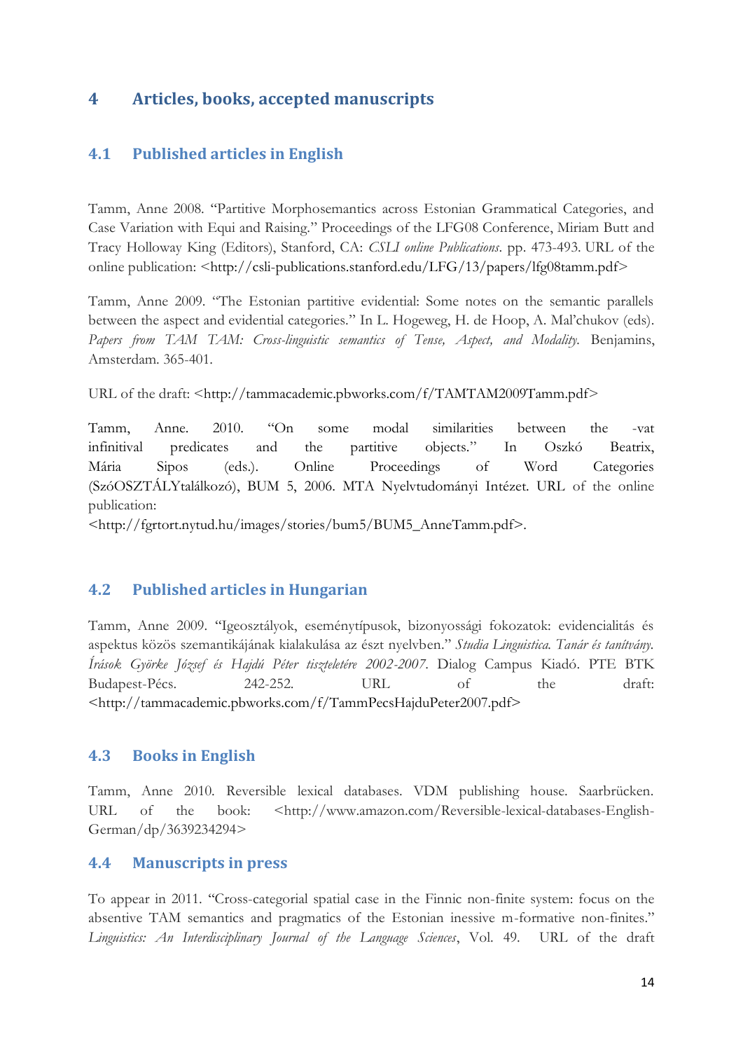# 4 Articles, books, accepted manuscripts

## 4.1 Published articles in English

Tamm, Anne 2008. "Partitive Morphosemantics across Estonian Grammatical Categories, and Case Variation with Equi and Raising." Proceedings of the LFG08 Conference, Miriam Butt and Tracy Holloway King (Editors), Stanford, CA: *CSLI online Publications*. pp. 473-493. URL of the online publication: <http://csli-publications.stanford.edu/LFG/13/papers/lfg08tamm.pdf>

Tamm, Anne 2009. "The Estonian partitive evidential: Some notes on the semantic parallels between the aspect and evidential categories." In L. Hogeweg, H. de Hoop, A. Mal'chukov (eds). *Papers from TAM TAM: Cross-linguistic semantics of Tense, Aspect, and Modality*. Benjamins, Amsterdam. 365-401.

URL of the draft: <http://tammacademic.pbworks.com/f/TAMTAM2009Tamm.pdf>

Tamm, Anne. 2010. "On some modal similarities between the -vat infinitival predicates and the partitive objects." In Oszkó Beatrix, Mária Sipos (eds.). Online Proceedings of Word Categories (SzóOSZTÁLYtalálkozó), BUM 5, 2006. MTA Nyelvtudományi Intézet. URL of the online publication:
<http://fgrtort.nytud.hu/images/stories/bum5/BUM5_AnneTamm.pdf>.

## 4.2 Published articles in Hungarian

Tamm, Anne 2009. "Igeosztályok, eseménytípusok, bizonyossági fokozatok: evidencialitás és aspektus közös szemantikájának kialakulása az észt nyelvben." *Studia Linguistica. Tanár és tanítvány. Írások Györke József és Hajdú Péter tiszteletére 2002-2007*. Dialog Campus Kiadó. PTE BTK Budapest-Pécs. 242-252. URL of the draft: <http://tammacademic.pbworks.com/f/TammPecsHajduPeter2007.pdf>

## 4.3 Books in English

Tamm, Anne 2010. Reversible lexical databases. VDM publishing house. Saarbrücken. URL of the book: <http://www.amazon.com/Reversible-lexical-databases-English-German/dp/3639234294>

## 4.4 Manuscripts in press

To appear in 2011. "Cross-categorial spatial case in the Finnic non-finite system: focus on the absentive TAM semantics and pragmatics of the Estonian inessive m-formative non-finites." *Linguistics: An Interdisciplinary Journal of the Language Sciences*, Vol. 49. URL of the draft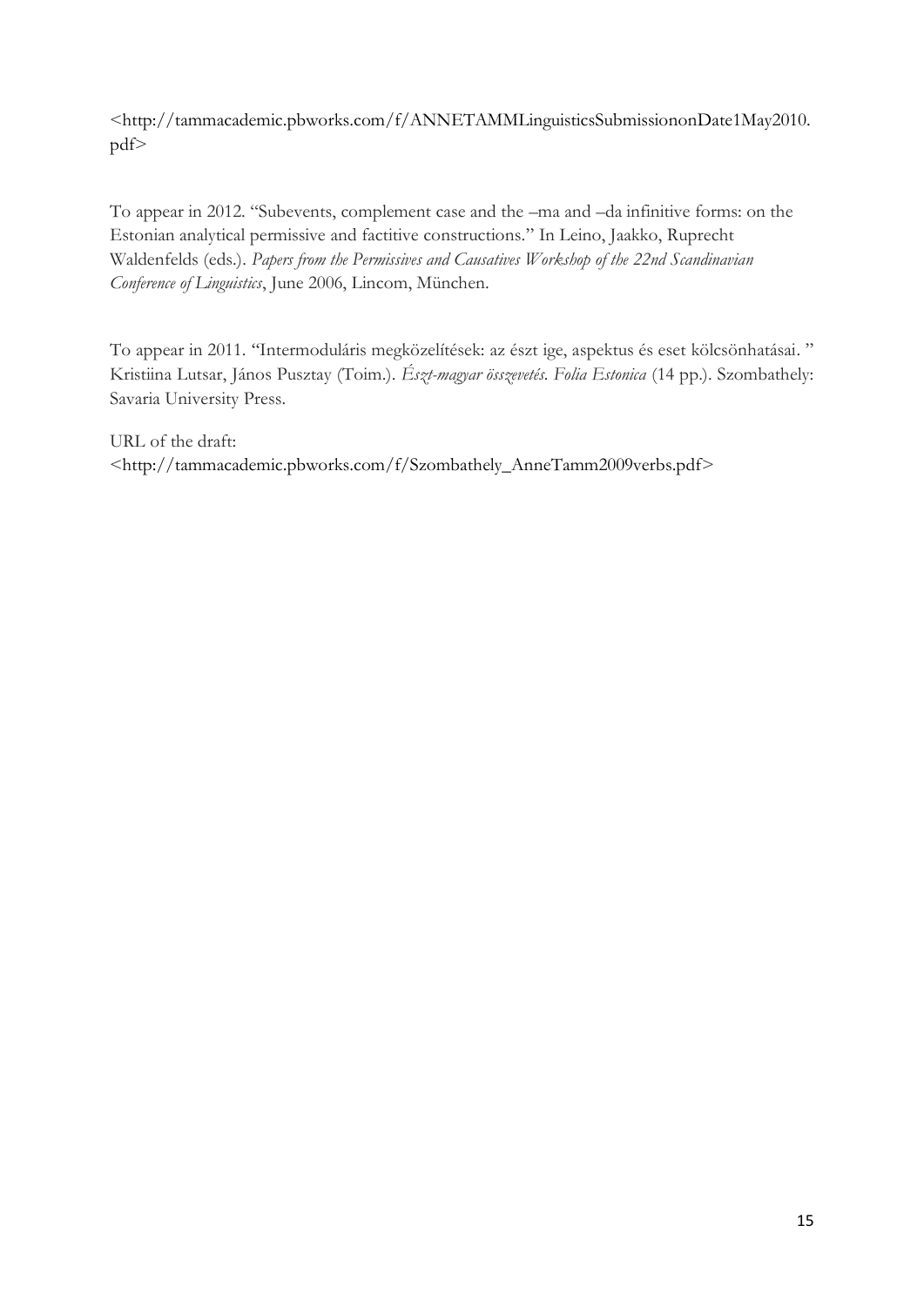<http://tammacademic.pbworks.com/f/ANNETAMMLinguisticsSubmissiononDate1May2010.pdf>

To appear in 2012. "Subevents, complement case and the –ma and –da infinitive forms: on the Estonian analytical permissive and factitive constructions." In Leino, Jaakko, Ruprecht Waldenfelds (eds.). *Papers from the Permissives and Causatives Workshop of the 22nd Scandinavian Conference of Linguistics*, June 2006, Lincom, München.

To appear in 2011. "Intermoduláris megközelítések: az észt ige, aspektus és eset kölcsönhatásai. " Kristiina Lutsar, János Pusztay (Toim.). *Észt-magyar összevetés. Folia Estonica* (14 pp.). Szombathely: Savaria University Press.

URL of the draft:
<http://tammacademic.pbworks.com/f/Szombathely_AnneTamm2009verbs.pdf>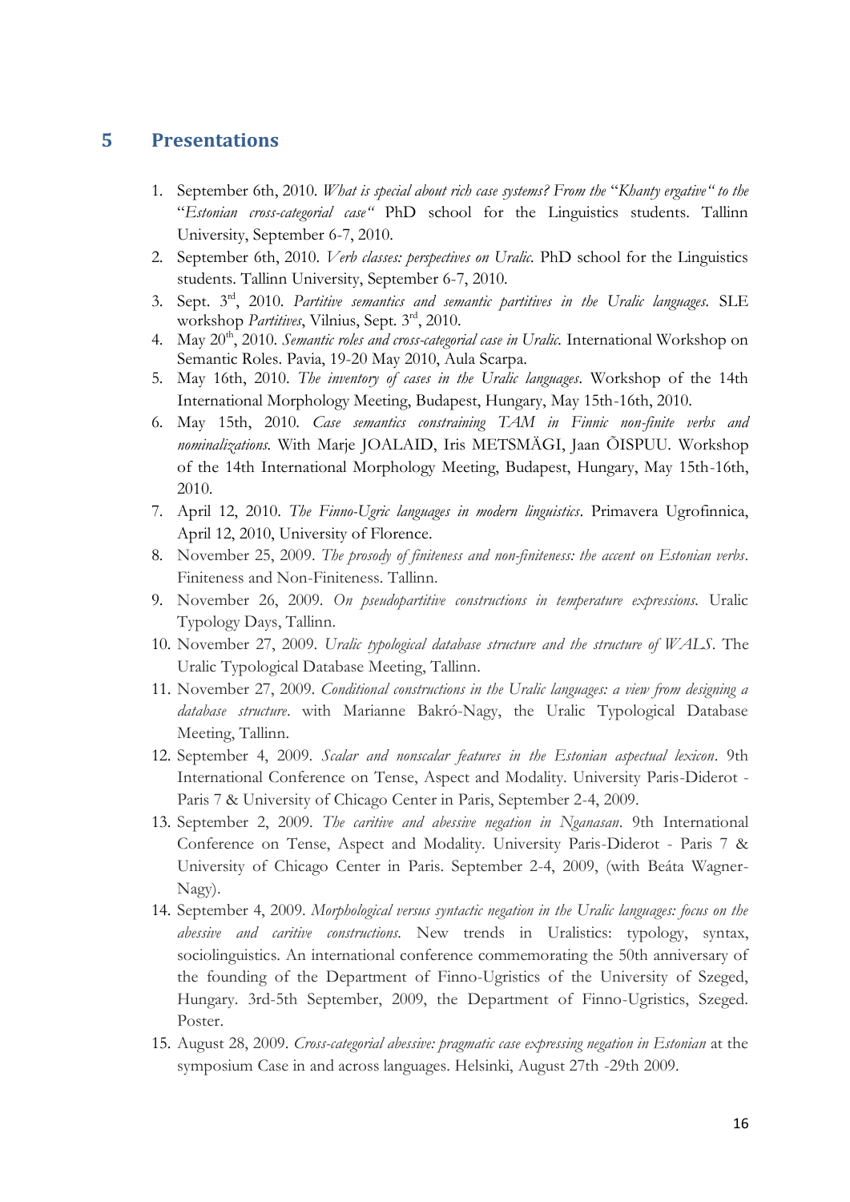## 5 Presentations

1. September 6th, 2010. *What is special about rich case systems? From the "Khanty ergative" to the "Estonian cross-categorial case"* PhD school for the Linguistics students. Tallinn University, September 6-7, 2010.
2. September 6th, 2010. *Verb classes: perspectives on Uralic.* PhD school for the Linguistics students. Tallinn University, September 6-7, 2010.
3. Sept. 3rd, 2010. *Partitive semantics and semantic partitives in the Uralic languages*. SLE workshop *Partitives*, Vilnius, Sept. 3rd, 2010.
4. May 20th, 2010. *Semantic roles and cross-categorial case in Uralic.* International Workshop on Semantic Roles. Pavia, 19-20 May 2010, Aula Scarpa.
5. May 16th, 2010. *The inventory of cases in the Uralic languages*. Workshop of the 14th International Morphology Meeting, Budapest, Hungary, May 15th-16th, 2010.
6. May 15th, 2010. *Case semantics constraining TAM in Finnic non-finite verbs and nominalizations.* With Marje JOALAID, Iris METSMÄGI, Jaan ÕISPUU. Workshop of the 14th International Morphology Meeting, Budapest, Hungary, May 15th-16th, 2010.
7. April 12, 2010. *The Finno-Ugric languages in modern linguistics*. Primavera Ugrofinnica, April 12, 2010, University of Florence.
8. November 25, 2009. *The prosody of finiteness and non-finiteness: the accent on Estonian verbs*. Finiteness and Non-Finiteness. Tallinn.
9. November 26, 2009. *On pseudopartitive constructions in temperature expressions*. Uralic Typology Days, Tallinn.
10. November 27, 2009. *Uralic typological database structure and the structure of WALS*. The Uralic Typological Database Meeting, Tallinn.
11. November 27, 2009. *Conditional constructions in the Uralic languages: a view from designing a database structure*. with Marianne Bakró-Nagy, the Uralic Typological Database Meeting, Tallinn.
12. September 4, 2009. *Scalar and nonscalar features in the Estonian aspectual lexicon*. 9th International Conference on Tense, Aspect and Modality. University Paris-Diderot - Paris 7 & University of Chicago Center in Paris, September 2-4, 2009.
13. September 2, 2009. *The caritive and abessive negation in Nganasan*. 9th International Conference on Tense, Aspect and Modality. University Paris-Diderot - Paris 7 & University of Chicago Center in Paris. September 2-4, 2009, (with Beáta Wagner-Nagy).
14. September 4, 2009. *Morphological versus syntactic negation in the Uralic languages: focus on the abessive and caritive constructions.* New trends in Uralistics: typology, syntax, sociolinguistics. An international conference commemorating the 50th anniversary of the founding of the Department of Finno-Ugristics of the University of Szeged, Hungary. 3rd-5th September, 2009, the Department of Finno-Ugristics, Szeged. Poster.
15. August 28, 2009. *Cross-categorial abessive: pragmatic case expressing negation in Estonian* at the symposium Case in and across languages. Helsinki, August 27th -29th 2009.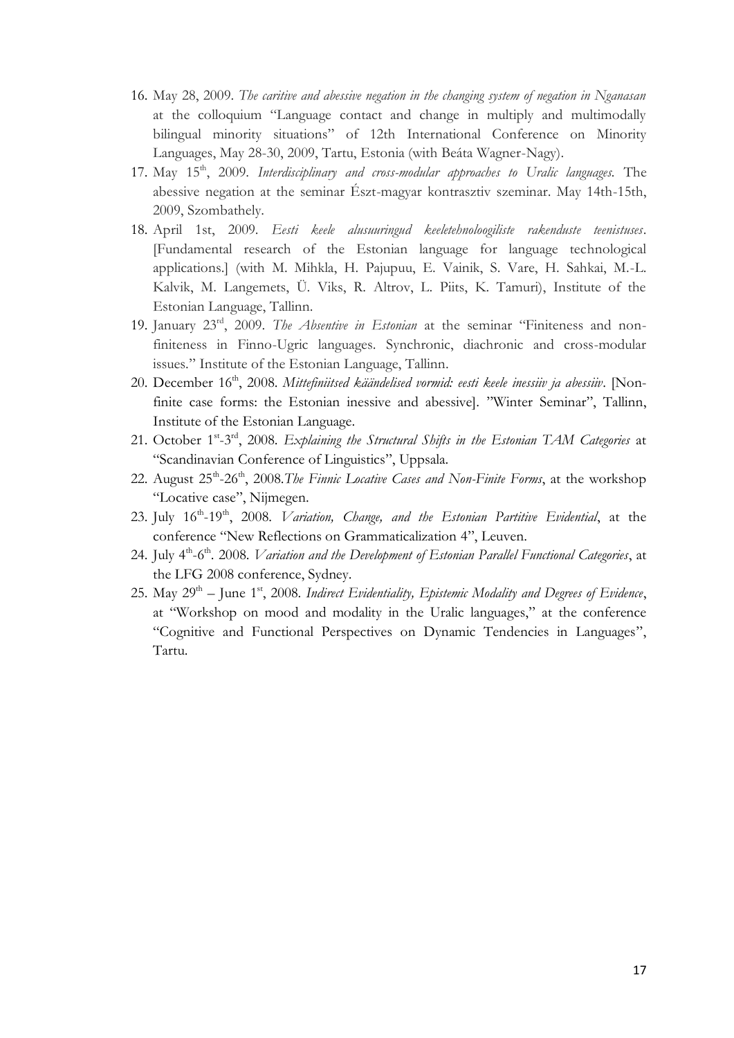16. May 28, 2009. *The caritive and abessive negation in the changing system of negation in Nganasan* at the colloquium "Language contact and change in multiply and multimodally bilingual minority situations" of 12th International Conference on Minority Languages, May 28-30, 2009, Tartu, Estonia (with Beáta Wagner-Nagy).
17. May 15th, 2009. *Interdisciplinary and cross-modular approaches to Uralic languages.* The abessive negation at the seminar Észt-magyar kontrasztiv szeminar. May 14th-15th, 2009, Szombathely.
18. April 1st, 2009. *Eesti keele alusuuringud keeletehnoloogiliste rakenduste teenistuses*. [Fundamental research of the Estonian language for language technological applications.] (with M. Mihkla, H. Pajupuu, E. Vainik, S. Vare, H. Sahkai, M.-L. Kalvik, M. Langemets, Ü. Viks, R. Altrov, L. Piits, K. Tamuri), Institute of the Estonian Language, Tallinn.
19. January 23rd, 2009. *The Absentive in Estonian* at the seminar "Finiteness and non-finiteness in Finno-Ugric languages. Synchronic, diachronic and cross-modular issues." Institute of the Estonian Language, Tallinn.
20. December 16th, 2008. *Mittefiniitsed käändelised vormid: eesti keele inessiiv ja abessiiv*. [Non-finite case forms: the Estonian inessive and abessive]. "Winter Seminar", Tallinn, Institute of the Estonian Language.
21. October 1st-3rd, 2008. *Explaining the Structural Shifts in the Estonian TAM Categories* at "Scandinavian Conference of Linguistics", Uppsala.
22. August 25th-26th, 2008.*The Finnic Locative Cases and Non-Finite Forms*, at the workshop "Locative case", Nijmegen.
23. July 16th-19th, 2008. *Variation, Change, and the Estonian Partitive Evidential*, at the conference "New Reflections on Grammaticalization 4", Leuven.
24. July 4th-6th. 2008. *Variation and the Development of Estonian Parallel Functional Categories*, at the LFG 2008 conference, Sydney.
25. May 29th – June 1st, 2008. *Indirect Evidentiality, Epistemic Modality and Degrees of Evidence*, at "Workshop on mood and modality in the Uralic languages," at the conference "Cognitive and Functional Perspectives on Dynamic Tendencies in Languages", Tartu.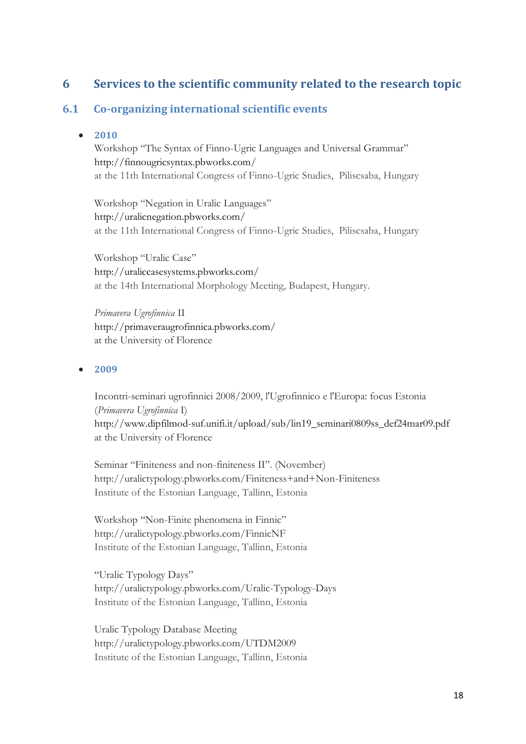# 6 Services to the scientific community related to the research topic

## 6.1 Co-organizing international scientific events

- **2010**

  Workshop "The Syntax of Finno-Ugric Languages and Universal Grammar"
  http://finnougricsyntax.pbworks.com/
  at the 11th International Congress of Finno-Ugric Studies, Piliscsaba, Hungary

  Workshop "Negation in Uralic Languages"
  http://uralicnegation.pbworks.com/
  at the 11th International Congress of Finno-Ugric Studies, Piliscsaba, Hungary

  Workshop "Uralic Case"
  http://uraliccasesystems.pbworks.com/
  at the 14th International Morphology Meeting, Budapest, Hungary.

  *Primavera Ugrofinnica* II
  http://primaveraugrofinnica.pbworks.com/
  at the University of Florence

- **2009**

  Incontri-seminari ugrofinnici 2008/2009, l'Ugrofinnico e l'Europa: focus Estonia (*Primavera Ugrofinnica* I)
  http://www.dipfilmod-suf.unifi.it/upload/sub/lin19_seminari0809ss_def24mar09.pdf
  at the University of Florence

  Seminar "Finiteness and non-finiteness II". (November)
  http://uralictypology.pbworks.com/Finiteness+and+Non-Finiteness
  Institute of the Estonian Language, Tallinn, Estonia

  Workshop "Non-Finite phenomena in Finnic"
  http://uralictypology.pbworks.com/FinnicNF
  Institute of the Estonian Language, Tallinn, Estonia

  "Uralic Typology Days"
  http://uralictypology.pbworks.com/Uralic-Typology-Days
  Institute of the Estonian Language, Tallinn, Estonia

  Uralic Typology Database Meeting
  http://uralictypology.pbworks.com/UTDM2009
  Institute of the Estonian Language, Tallinn, Estonia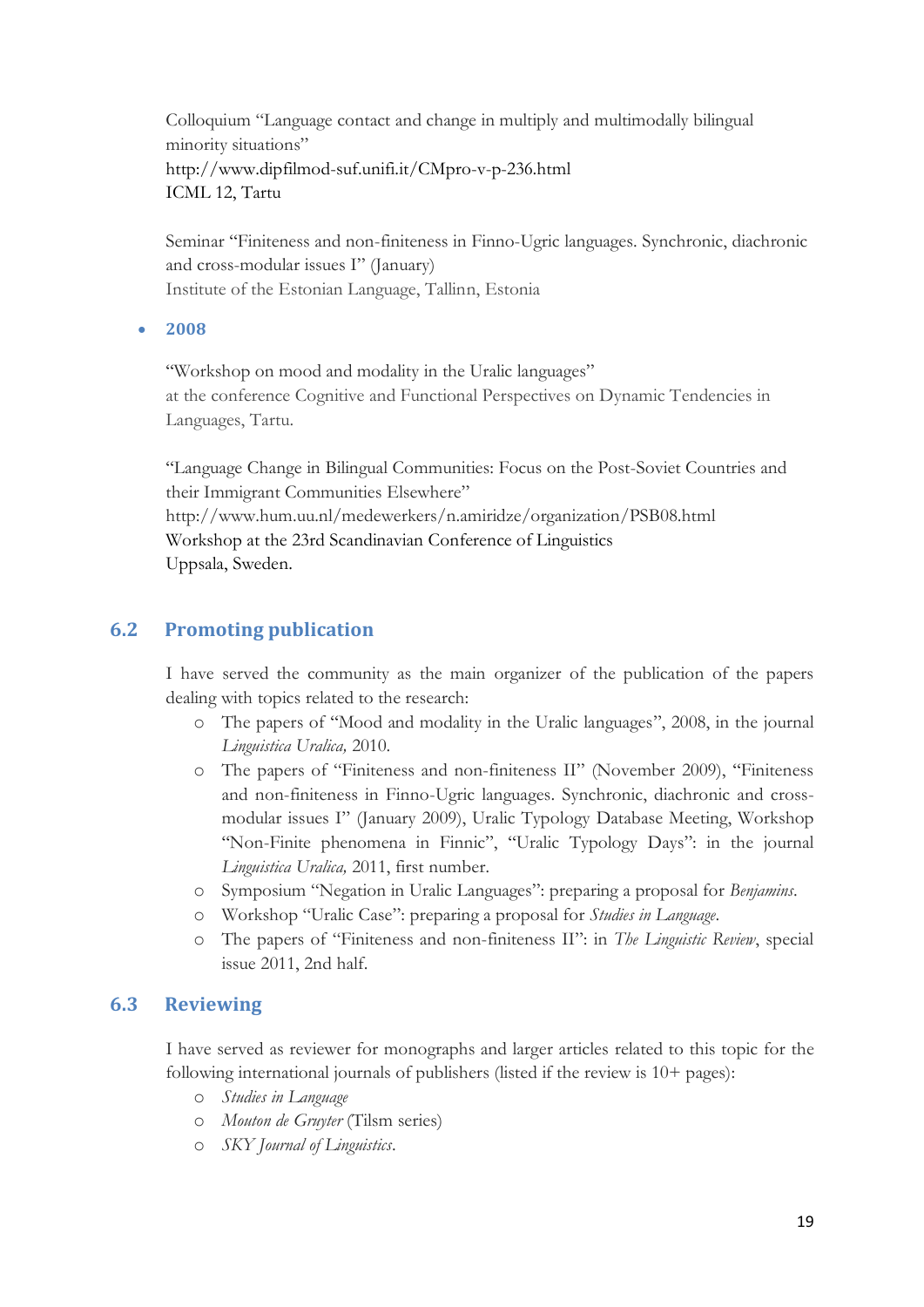Colloquium "Language contact and change in multiply and multimodally bilingual minority situations"
http://www.dipfilmod-suf.unifi.it/CMpro-v-p-236.html
ICML 12, Tartu

Seminar "Finiteness and non-finiteness in Finno-Ugric languages. Synchronic, diachronic and cross-modular issues I" (January)
Institute of the Estonian Language, Tallinn, Estonia

- **2008**

"Workshop on mood and modality in the Uralic languages"
at the conference Cognitive and Functional Perspectives on Dynamic Tendencies in Languages, Tartu.

"Language Change in Bilingual Communities: Focus on the Post-Soviet Countries and their Immigrant Communities Elsewhere"
http://www.hum.uu.nl/medewerkers/n.amiridze/organization/PSB08.html
Workshop at the 23rd Scandinavian Conference of Linguistics
Uppsala, Sweden.

## 6.2 Promoting publication

I have served the community as the main organizer of the publication of the papers dealing with topics related to the research:

- The papers of "Mood and modality in the Uralic languages", 2008, in the journal *Linguistica Uralica,* 2010.
- The papers of "Finiteness and non-finiteness II" (November 2009), "Finiteness and non-finiteness in Finno-Ugric languages. Synchronic, diachronic and cross-modular issues I" (January 2009), Uralic Typology Database Meeting, Workshop "Non-Finite phenomena in Finnic", "Uralic Typology Days": in the journal *Linguistica Uralica,* 2011, first number.
- Symposium "Negation in Uralic Languages": preparing a proposal for *Benjamins*.
- Workshop "Uralic Case": preparing a proposal for *Studies in Language*.
- The papers of "Finiteness and non-finiteness II": in *The Linguistic Review*, special issue 2011, 2nd half.

## 6.3 Reviewing

I have served as reviewer for monographs and larger articles related to this topic for the following international journals of publishers (listed if the review is 10+ pages):

- *Studies in Language*
- *Mouton de Gruyter* (Tilsm series)
- *SKY Journal of Linguistics*.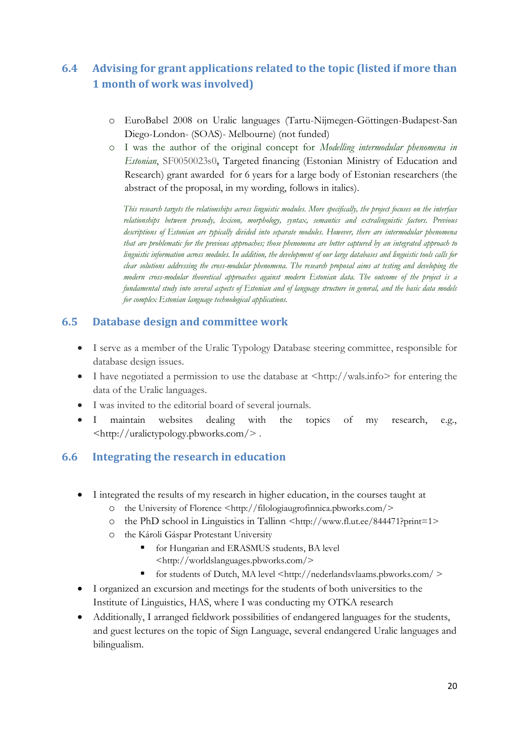## 6.4 Advising for grant applications related to the topic (listed if more than 1 month of work was involved)

- EuroBabel 2008 on Uralic languages (Tartu-Nijmegen-Göttingen-Budapest-San Diego-London- (SOAS)- Melbourne) (not funded)
- I was the author of the original concept for *Modelling intermodular phenomena in Estonian*, SF0050023s0, Targeted financing (Estonian Ministry of Education and Research) grant awarded for 6 years for a large body of Estonian researchers (the abstract of the proposal, in my wording, follows in italics).

*This research targets the relationships across linguistic modules. More specifically, the project focuses on the interface relationships between prosody, lexicon, morphology, syntax, semantics and extralinguistic factors. Previous descriptions of Estonian are typically divided into separate modules. However, there are intermodular phenomena that are problematic for the previous approaches; those phenomena are better captured by an integrated approach to linguistic information across modules. In addition, the development of our large databases and linguistic tools calls for clear solutions addressing the cross-modular phenomena. The research proposal aims at testing and developing the modern cross-modular theoretical approaches against modern Estonian data. The outcome of the project is a fundamental study into several aspects of Estonian and of language structure in general, and the basic data models for complex Estonian language technological applications.*

## 6.5 Database design and committee work

- I serve as a member of the Uralic Typology Database steering committee, responsible for database design issues.
- I have negotiated a permission to use the database at <http://wals.info> for entering the data of the Uralic languages.
- I was invited to the editorial board of several journals.
- I maintain websites dealing with the topics of my research, e.g., <http://uralictypology.pbworks.com/> .

## 6.6 Integrating the research in education

- I integrated the results of my research in higher education, in the courses taught at
  - the University of Florence <http://filologiaugrofinnica.pbworks.com/>
  - the PhD school in Linguistics in Tallinn <http://www.fl.ut.ee/844471?print=1>
  - the Károli Gáspar Protestant University
    - for Hungarian and ERASMUS students, BA level <http://worldslanguages.pbworks.com/>
    - for students of Dutch, MA level <http://nederlandsvlaams.pbworks.com/ >
- I organized an excursion and meetings for the students of both universities to the Institute of Linguistics, HAS, where I was conducting my OTKA research
- Additionally, I arranged fieldwork possibilities of endangered languages for the students, and guest lectures on the topic of Sign Language, several endangered Uralic languages and bilingualism.